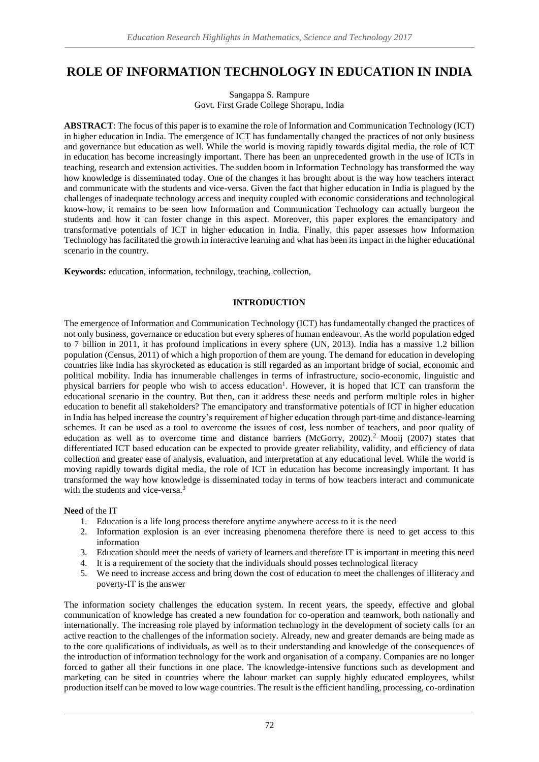# ROLE OF INFORMATION TECHNOLOGY IN EDUCATION IN INDIA

Sangappa S. Rampure
Govt. First Grade College Shorapu, India

**ABSTRACT**: The focus of this paper is to examine the role of Information and Communication Technology (ICT) in higher education in India. The emergence of ICT has fundamentally changed the practices of not only business and governance but education as well. While the world is moving rapidly towards digital media, the role of ICT in education has become increasingly important. There has been an unprecedented growth in the use of ICTs in teaching, research and extension activities. The sudden boom in Information Technology has transformed the way how knowledge is disseminated today. One of the changes it has brought about is the way how teachers interact and communicate with the students and vice-versa. Given the fact that higher education in India is plagued by the challenges of inadequate technology access and inequity coupled with economic considerations and technological know-how, it remains to be seen how Information and Communication Technology can actually burgeon the students and how it can foster change in this aspect. Moreover, this paper explores the emancipatory and transformative potentials of ICT in higher education in India. Finally, this paper assesses how Information Technology has facilitated the growth in interactive learning and what has been its impact in the higher educational scenario in the country.

**Keywords:** education, information, technilogy, teaching, collection,

## INTRODUCTION

The emergence of Information and Communication Technology (ICT) has fundamentally changed the practices of not only business, governance or education but every spheres of human endeavour. As the world population edged to 7 billion in 2011, it has profound implications in every sphere (UN, 2013). India has a massive 1.2 billion population (Census, 2011) of which a high proportion of them are young. The demand for education in developing countries like India has skyrocketed as education is still regarded as an important bridge of social, economic and political mobility. India has innumerable challenges in terms of infrastructure, socio-economic, linguistic and physical barriers for people who wish to access education[1]. However, it is hoped that ICT can transform the educational scenario in the country. But then, can it address these needs and perform multiple roles in higher education to benefit all stakeholders? The emancipatory and transformative potentials of ICT in higher education in India has helped increase the country's requirement of higher education through part-time and distance-learning schemes. It can be used as a tool to overcome the issues of cost, less number of teachers, and poor quality of education as well as to overcome time and distance barriers (McGorry, 2002).[2] Mooij (2007) states that differentiated ICT based education can be expected to provide greater reliability, validity, and efficiency of data collection and greater ease of analysis, evaluation, and interpretation at any educational level. While the world is moving rapidly towards digital media, the role of ICT in education has become increasingly important. It has transformed the way how knowledge is disseminated today in terms of how teachers interact and communicate with the students and vice-versa.[3]

**Need** of the IT

1. Education is a life long process therefore anytime anywhere access to it is the need
2. Information explosion is an ever increasing phenomena therefore there is need to get access to this information
3. Education should meet the needs of variety of learners and therefore IT is important in meeting this need
4. It is a requirement of the society that the individuals should posses technological literacy
5. We need to increase access and bring down the cost of education to meet the challenges of illiteracy and poverty-IT is the answer

The information society challenges the education system. In recent years, the speedy, effective and global communication of knowledge has created a new foundation for co-operation and teamwork, both nationally and internationally. The increasing role played by information technology in the development of society calls for an active reaction to the challenges of the information society. Already, new and greater demands are being made as to the core qualifications of individuals, as well as to their understanding and knowledge of the consequences of the introduction of information technology for the work and organisation of a company. Companies are no longer forced to gather all their functions in one place. The knowledge-intensive functions such as development and marketing can be sited in countries where the labour market can supply highly educated employees, whilst production itself can be moved to low wage countries. The result is the efficient handling, processing, co-ordination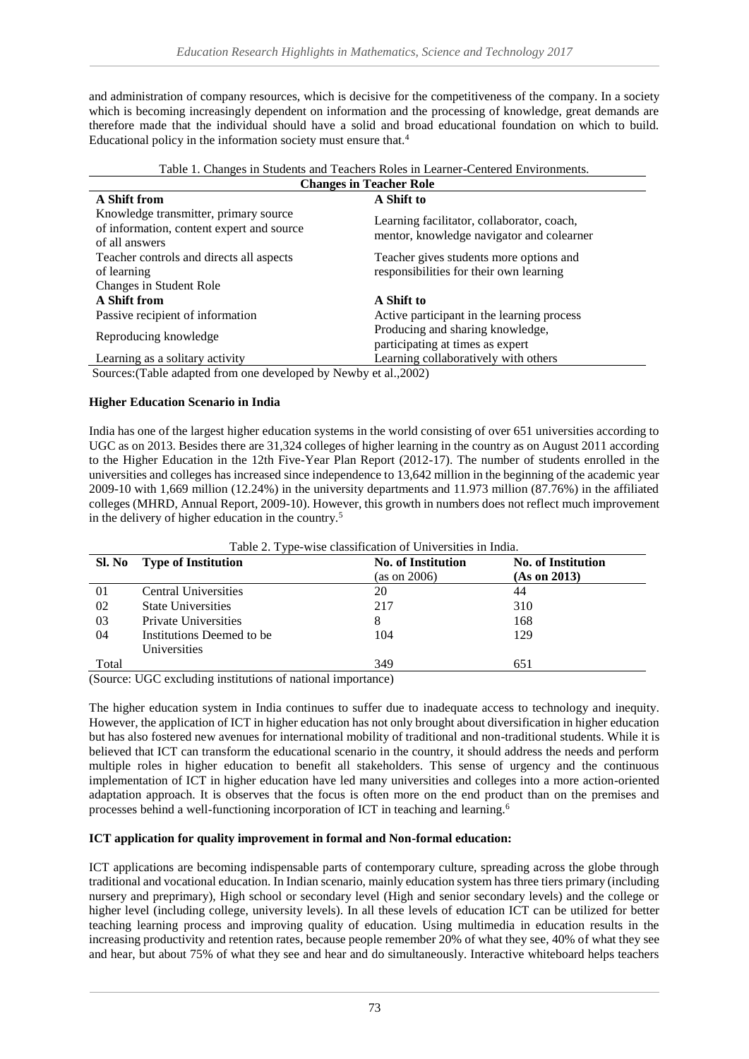and administration of company resources, which is decisive for the competitiveness of the company. In a society which is becoming increasingly dependent on information and the processing of knowledge, great demands are therefore made that the individual should have a solid and broad educational foundation on which to build. Educational policy in the information society must ensure that.[4]

Table 1. Changes in Students and Teachers Roles in Learner-Centered Environments.

| **Changes in Teacher Role** | |
|---|---|
| **A Shift from** | **A Shift to** |
| Knowledge transmitter, primary source of information, content expert and source of all answers | Learning facilitator, collaborator, coach, mentor, knowledge navigator and colearner |
| Teacher controls and directs all aspects of learning | Teacher gives students more options and responsibilities for their own learning |
| Changes in Student Role | |
| **A Shift from** | **A Shift to** |
| Passive recipient of information | Active participant in the learning process |
| Reproducing knowledge | Producing and sharing knowledge, participating at times as expert |
| Learning as a solitary activity | Learning collaboratively with others |

Sources:(Table adapted from one developed by Newby et al.,2002)

**Higher Education Scenario in India**

India has one of the largest higher education systems in the world consisting of over 651 universities according to UGC as on 2013. Besides there are 31,324 colleges of higher learning in the country as on August 2011 according to the Higher Education in the 12th Five-Year Plan Report (2012-17). The number of students enrolled in the universities and colleges has increased since independence to 13,642 million in the beginning of the academic year 2009-10 with 1,669 million (12.24%) in the university departments and 11.973 million (87.76%) in the affiliated colleges (MHRD, Annual Report, 2009-10). However, this growth in numbers does not reflect much improvement in the delivery of higher education in the country.[5]

Table 2. Type-wise classification of Universities in India.

| Sl. No | Type of Institution | No. of Institution (as on 2006) | No. of Institution (As on 2013) |
|---|---|---|---|
| 01 | Central Universities | 20 | 44 |
| 02 | State Universities | 217 | 310 |
| 03 | Private Universities | 8 | 168 |
| 04 | Institutions Deemed to be Universities | 104 | 129 |
| Total | | 349 | 651 |

(Source: UGC excluding institutions of national importance)

The higher education system in India continues to suffer due to inadequate access to technology and inequity. However, the application of ICT in higher education has not only brought about diversification in higher education but has also fostered new avenues for international mobility of traditional and non-traditional students. While it is believed that ICT can transform the educational scenario in the country, it should address the needs and perform multiple roles in higher education to benefit all stakeholders. This sense of urgency and the continuous implementation of ICT in higher education have led many universities and colleges into a more action-oriented adaptation approach. It is observes that the focus is often more on the end product than on the premises and processes behind a well-functioning incorporation of ICT in teaching and learning.[6]

**ICT application for quality improvement in formal and Non-formal education:**

ICT applications are becoming indispensable parts of contemporary culture, spreading across the globe through traditional and vocational education. In Indian scenario, mainly education system has three tiers primary (including nursery and preprimary), High school or secondary level (High and senior secondary levels) and the college or higher level (including college, university levels). In all these levels of education ICT can be utilized for better teaching learning process and improving quality of education. Using multimedia in education results in the increasing productivity and retention rates, because people remember 20% of what they see, 40% of what they see and hear, but about 75% of what they see and hear and do simultaneously. Interactive whiteboard helps teachers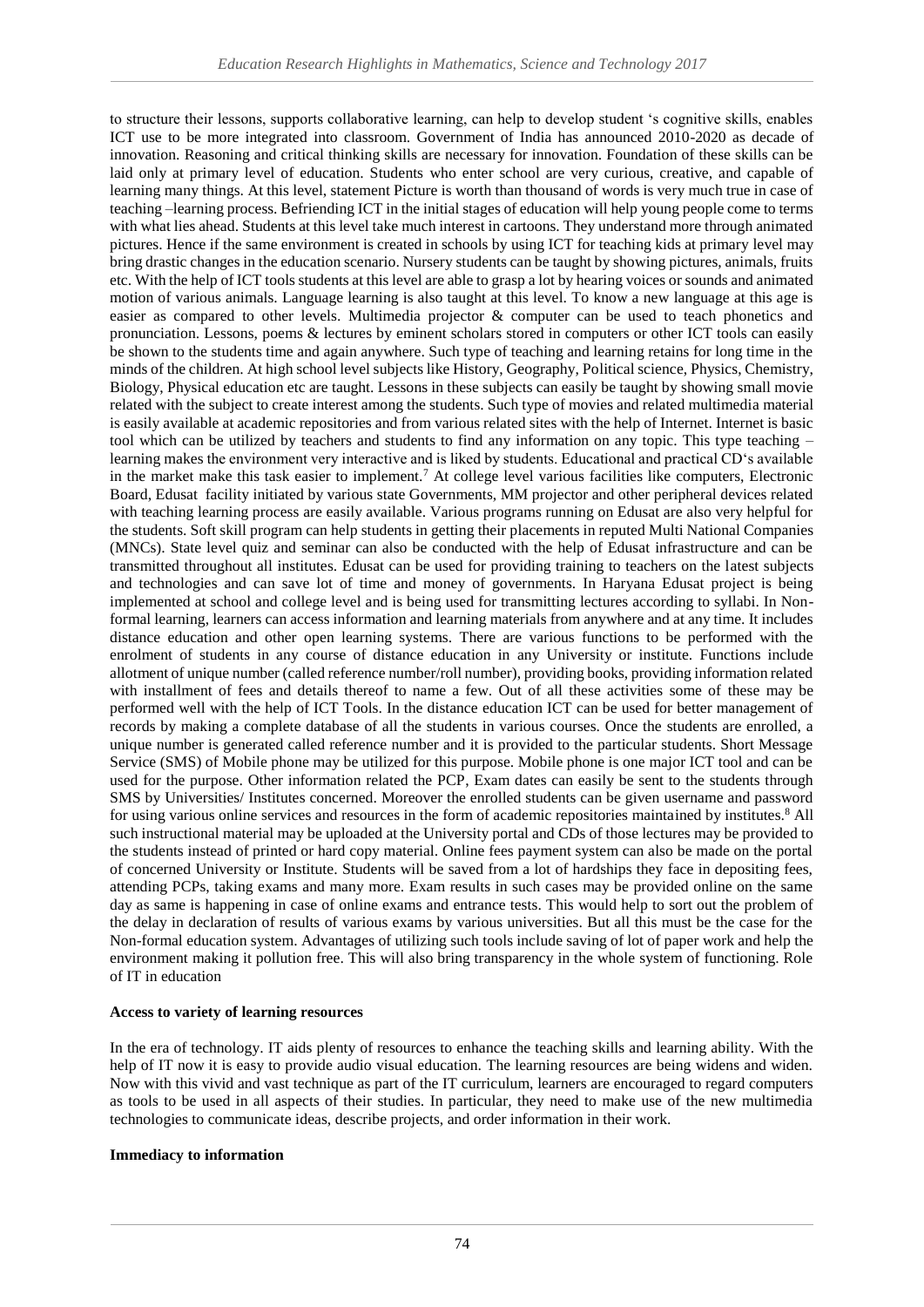to structure their lessons, supports collaborative learning, can help to develop student 's cognitive skills, enables ICT use to be more integrated into classroom. Government of India has announced 2010-2020 as decade of innovation. Reasoning and critical thinking skills are necessary for innovation. Foundation of these skills can be laid only at primary level of education. Students who enter school are very curious, creative, and capable of learning many things. At this level, statement Picture is worth than thousand of words is very much true in case of teaching –learning process. Befriending ICT in the initial stages of education will help young people come to terms with what lies ahead. Students at this level take much interest in cartoons. They understand more through animated pictures. Hence if the same environment is created in schools by using ICT for teaching kids at primary level may bring drastic changes in the education scenario. Nursery students can be taught by showing pictures, animals, fruits etc. With the help of ICT tools students at this level are able to grasp a lot by hearing voices or sounds and animated motion of various animals. Language learning is also taught at this level. To know a new language at this age is easier as compared to other levels. Multimedia projector & computer can be used to teach phonetics and pronunciation. Lessons, poems & lectures by eminent scholars stored in computers or other ICT tools can easily be shown to the students time and again anywhere. Such type of teaching and learning retains for long time in the minds of the children. At high school level subjects like History, Geography, Political science, Physics, Chemistry, Biology, Physical education etc are taught. Lessons in these subjects can easily be taught by showing small movie related with the subject to create interest among the students. Such type of movies and related multimedia material is easily available at academic repositories and from various related sites with the help of Internet. Internet is basic tool which can be utilized by teachers and students to find any information on any topic. This type teaching – learning makes the environment very interactive and is liked by students. Educational and practical CD's available in the market make this task easier to implement.[7] At college level various facilities like computers, Electronic Board, Edusat facility initiated by various state Governments, MM projector and other peripheral devices related with teaching learning process are easily available. Various programs running on Edusat are also very helpful for the students. Soft skill program can help students in getting their placements in reputed Multi National Companies (MNCs). State level quiz and seminar can also be conducted with the help of Edusat infrastructure and can be transmitted throughout all institutes. Edusat can be used for providing training to teachers on the latest subjects and technologies and can save lot of time and money of governments. In Haryana Edusat project is being implemented at school and college level and is being used for transmitting lectures according to syllabi. In Non-formal learning, learners can access information and learning materials from anywhere and at any time. It includes distance education and other open learning systems. There are various functions to be performed with the enrolment of students in any course of distance education in any University or institute. Functions include allotment of unique number (called reference number/roll number), providing books, providing information related with installment of fees and details thereof to name a few. Out of all these activities some of these may be performed well with the help of ICT Tools. In the distance education ICT can be used for better management of records by making a complete database of all the students in various courses. Once the students are enrolled, a unique number is generated called reference number and it is provided to the particular students. Short Message Service (SMS) of Mobile phone may be utilized for this purpose. Mobile phone is one major ICT tool and can be used for the purpose. Other information related the PCP, Exam dates can easily be sent to the students through SMS by Universities/ Institutes concerned. Moreover the enrolled students can be given username and password for using various online services and resources in the form of academic repositories maintained by institutes.[8] All such instructional material may be uploaded at the University portal and CDs of those lectures may be provided to the students instead of printed or hard copy material. Online fees payment system can also be made on the portal of concerned University or Institute. Students will be saved from a lot of hardships they face in depositing fees, attending PCPs, taking exams and many more. Exam results in such cases may be provided online on the same day as same is happening in case of online exams and entrance tests. This would help to sort out the problem of the delay in declaration of results of various exams by various universities. But all this must be the case for the Non-formal education system. Advantages of utilizing such tools include saving of lot of paper work and help the environment making it pollution free. This will also bring transparency in the whole system of functioning. Role of IT in education

**Access to variety of learning resources**

In the era of technology. IT aids plenty of resources to enhance the teaching skills and learning ability. With the help of IT now it is easy to provide audio visual education. The learning resources are being widens and widen. Now with this vivid and vast technique as part of the IT curriculum, learners are encouraged to regard computers as tools to be used in all aspects of their studies. In particular, they need to make use of the new multimedia technologies to communicate ideas, describe projects, and order information in their work.

**Immediacy to information**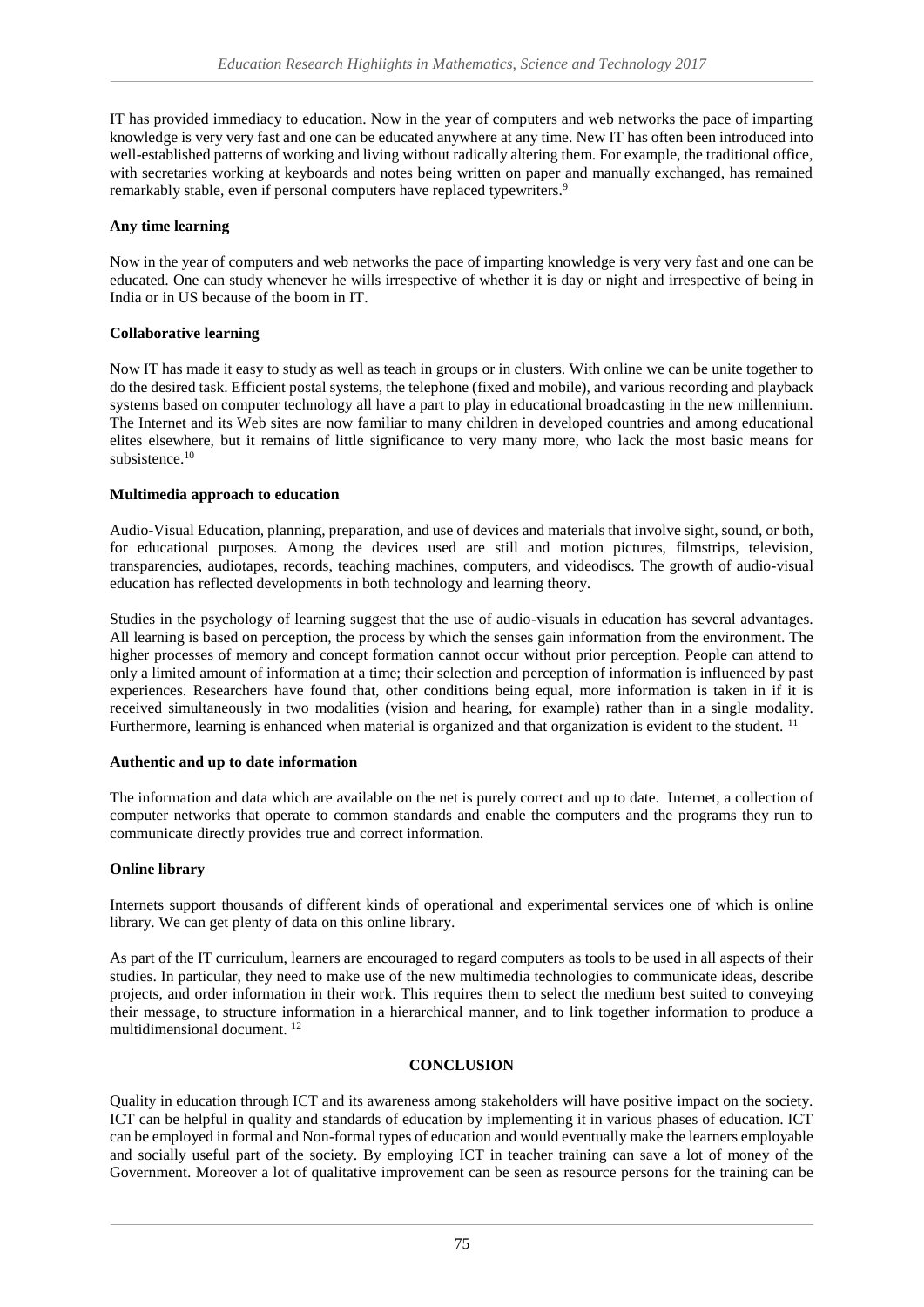IT has provided immediacy to education. Now in the year of computers and web networks the pace of imparting knowledge is very very fast and one can be educated anywhere at any time. New IT has often been introduced into well-established patterns of working and living without radically altering them. For example, the traditional office, with secretaries working at keyboards and notes being written on paper and manually exchanged, has remained remarkably stable, even if personal computers have replaced typewriters.[9]

**Any time learning**

Now in the year of computers and web networks the pace of imparting knowledge is very very fast and one can be educated. One can study whenever he wills irrespective of whether it is day or night and irrespective of being in India or in US because of the boom in IT.

**Collaborative learning**

Now IT has made it easy to study as well as teach in groups or in clusters. With online we can be unite together to do the desired task. Efficient postal systems, the telephone (fixed and mobile), and various recording and playback systems based on computer technology all have a part to play in educational broadcasting in the new millennium. The Internet and its Web sites are now familiar to many children in developed countries and among educational elites elsewhere, but it remains of little significance to very many more, who lack the most basic means for subsistence.[10]

**Multimedia approach to education**

Audio-Visual Education, planning, preparation, and use of devices and materials that involve sight, sound, or both, for educational purposes. Among the devices used are still and motion pictures, filmstrips, television, transparencies, audiotapes, records, teaching machines, computers, and videodiscs. The growth of audio-visual education has reflected developments in both technology and learning theory.

Studies in the psychology of learning suggest that the use of audio-visuals in education has several advantages. All learning is based on perception, the process by which the senses gain information from the environment. The higher processes of memory and concept formation cannot occur without prior perception. People can attend to only a limited amount of information at a time; their selection and perception of information is influenced by past experiences. Researchers have found that, other conditions being equal, more information is taken in if it is received simultaneously in two modalities (vision and hearing, for example) rather than in a single modality. Furthermore, learning is enhanced when material is organized and that organization is evident to the student. [11]

**Authentic and up to date information**

The information and data which are available on the net is purely correct and up to date. Internet, a collection of computer networks that operate to common standards and enable the computers and the programs they run to communicate directly provides true and correct information.

**Online library**

Internets support thousands of different kinds of operational and experimental services one of which is online library. We can get plenty of data on this online library.

As part of the IT curriculum, learners are encouraged to regard computers as tools to be used in all aspects of their studies. In particular, they need to make use of the new multimedia technologies to communicate ideas, describe projects, and order information in their work. This requires them to select the medium best suited to conveying their message, to structure information in a hierarchical manner, and to link together information to produce a multidimensional document. [12]

## CONCLUSION

Quality in education through ICT and its awareness among stakeholders will have positive impact on the society. ICT can be helpful in quality and standards of education by implementing it in various phases of education. ICT can be employed in formal and Non-formal types of education and would eventually make the learners employable and socially useful part of the society. By employing ICT in teacher training can save a lot of money of the Government. Moreover a lot of qualitative improvement can be seen as resource persons for the training can be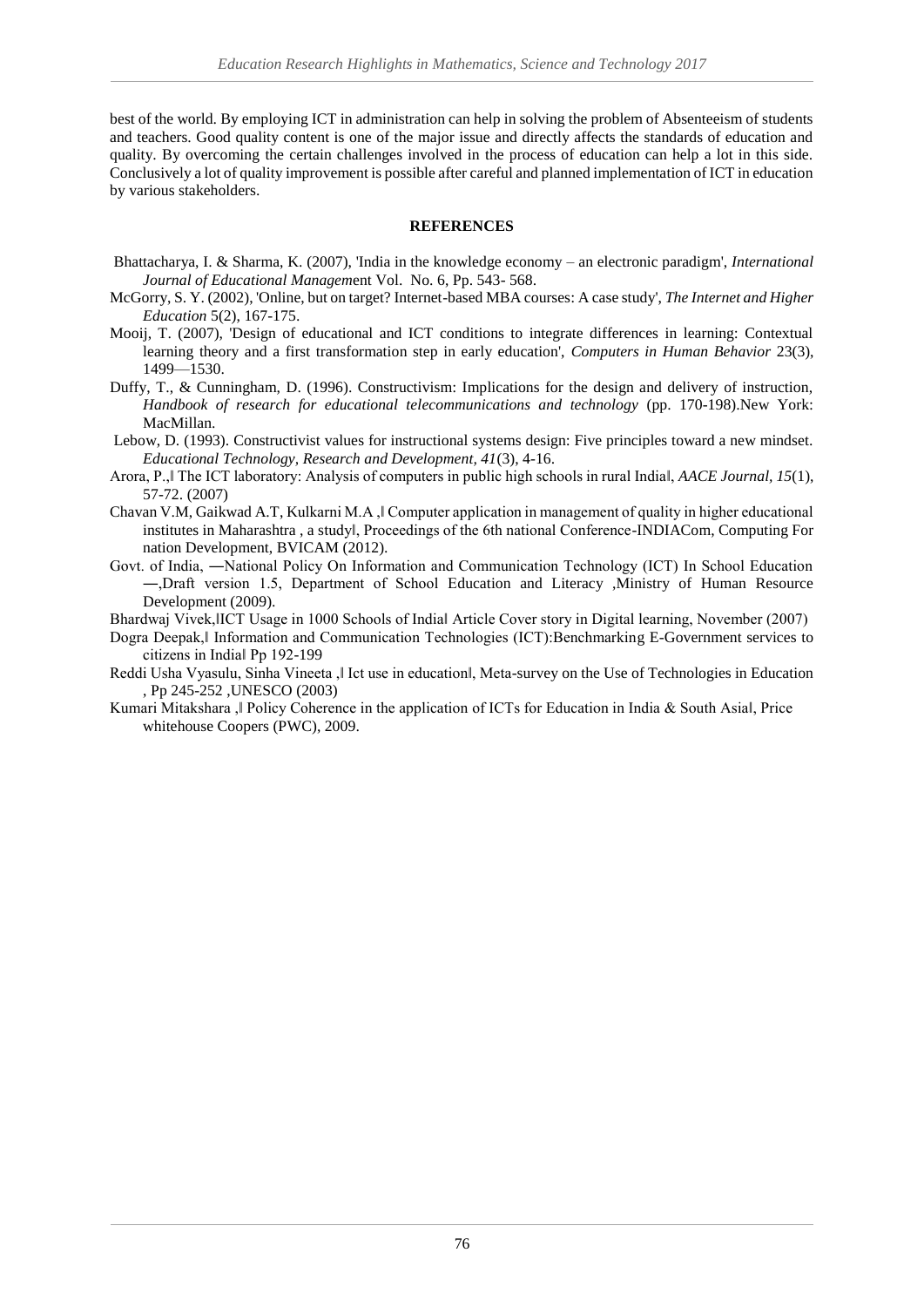best of the world. By employing ICT in administration can help in solving the problem of Absenteeism of students and teachers. Good quality content is one of the major issue and directly affects the standards of education and quality. By overcoming the certain challenges involved in the process of education can help a lot in this side. Conclusively a lot of quality improvement is possible after careful and planned implementation of ICT in education by various stakeholders.

## REFERENCES

Bhattacharya, I. & Sharma, K. (2007), 'India in the knowledge economy – an electronic paradigm', *International Journal of Educational Managem*ent Vol. No. 6, Pp. 543- 568.

McGorry, S. Y. (2002), 'Online, but on target? Internet-based MBA courses: A case study', *The Internet and Higher Education* 5(2), 167-175.

Mooij, T. (2007), 'Design of educational and ICT conditions to integrate differences in learning: Contextual learning theory and a first transformation step in early education', *Computers in Human Behavior* 23(3), 1499—1530.

Duffy, T., & Cunningham, D. (1996). Constructivism: Implications for the design and delivery of instruction, *Handbook of research for educational telecommunications and technology* (pp. 170-198).New York: MacMillan.

Lebow, D. (1993). Constructivist values for instructional systems design: Five principles toward a new mindset. *Educational Technology, Research and Development, 41*(3), 4-16.

Arora, P.,‖ The ICT laboratory: Analysis of computers in public high schools in rural India‖, *AACE Journal, 15*(1), 57-72. (2007)

Chavan V.M, Gaikwad A.T, Kulkarni M.A ,‖ Computer application in management of quality in higher educational institutes in Maharashtra , a study‖, Proceedings of the 6th national Conference-INDIACom, Computing For nation Development, BVICAM (2012).

Govt. of India, ―National Policy On Information and Communication Technology (ICT) In School Education ―,Draft version 1.5, Department of School Education and Literacy ,Ministry of Human Resource Development (2009).

Bhardwaj Vivek,‖ICT Usage in 1000 Schools of India‖ Article Cover story in Digital learning, November (2007)

Dogra Deepak,‖ Information and Communication Technologies (ICT):Benchmarking E-Government services to citizens in India‖ Pp 192-199

Reddi Usha Vyasulu, Sinha Vineeta ,‖ Ict use in education‖, Meta-survey on the Use of Technologies in Education , Pp 245-252 ,UNESCO (2003)

Kumari Mitakshara ,‖ Policy Coherence in the application of ICTs for Education in India & South Asia‖, Price whitehouse Coopers (PWC), 2009.